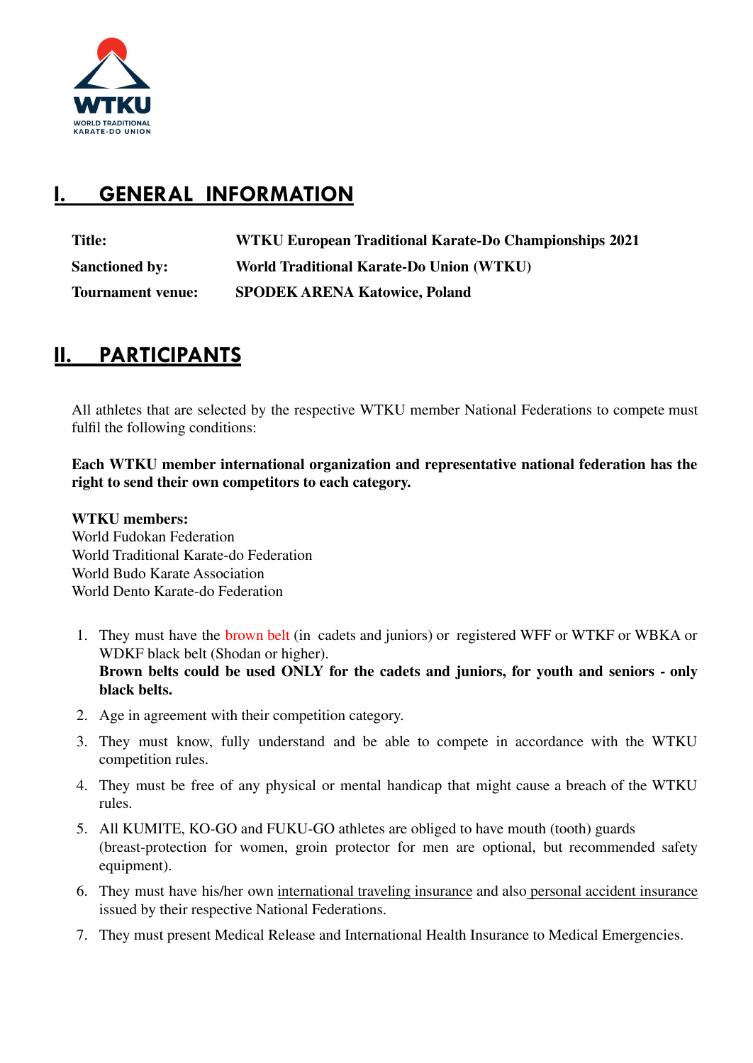WTKU
WORLD TRADITIONAL KARATE-DO UNION

# I. GENERAL INFORMATION

| | |
|---|---|
| **Title:** | **WTKU European Traditional Karate-Do Championships 2021** |
| **Sanctioned by:** | **World Traditional Karate-Do Union (WTKU)** |
| **Tournament venue:** | **SPODEK ARENA Katowice, Poland** |

# II. PARTICIPANTS

All athletes that are selected by the respective WTKU member National Federations to compete must fulfil the following conditions:

**Each WTKU member international organization and representative national federation has the right to send their own competitors to each category.**

**WTKU members:**
World Fudokan Federation
World Traditional Karate-do Federation
World Budo Karate Association
World Dento Karate-do Federation

1. They must have the brown belt (in cadets and juniors) or registered WFF or WTKF or WBKA or WDKF black belt (Shodan or higher).
   **Brown belts could be used ONLY for the cadets and juniors, for youth and seniors - only black belts.**
2. Age in agreement with their competition category.
3. They must know, fully understand and be able to compete in accordance with the WTKU competition rules.
4. They must be free of any physical or mental handicap that might cause a breach of the WTKU rules.
5. All KUMITE, KO-GO and FUKU-GO athletes are obliged to have mouth (tooth) guards (breast-protection for women, groin protector for men are optional, but recommended safety equipment).
6. They must have his/her own international traveling insurance and also personal accident insurance issued by their respective National Federations.
7. They must present Medical Release and International Health Insurance to Medical Emergencies.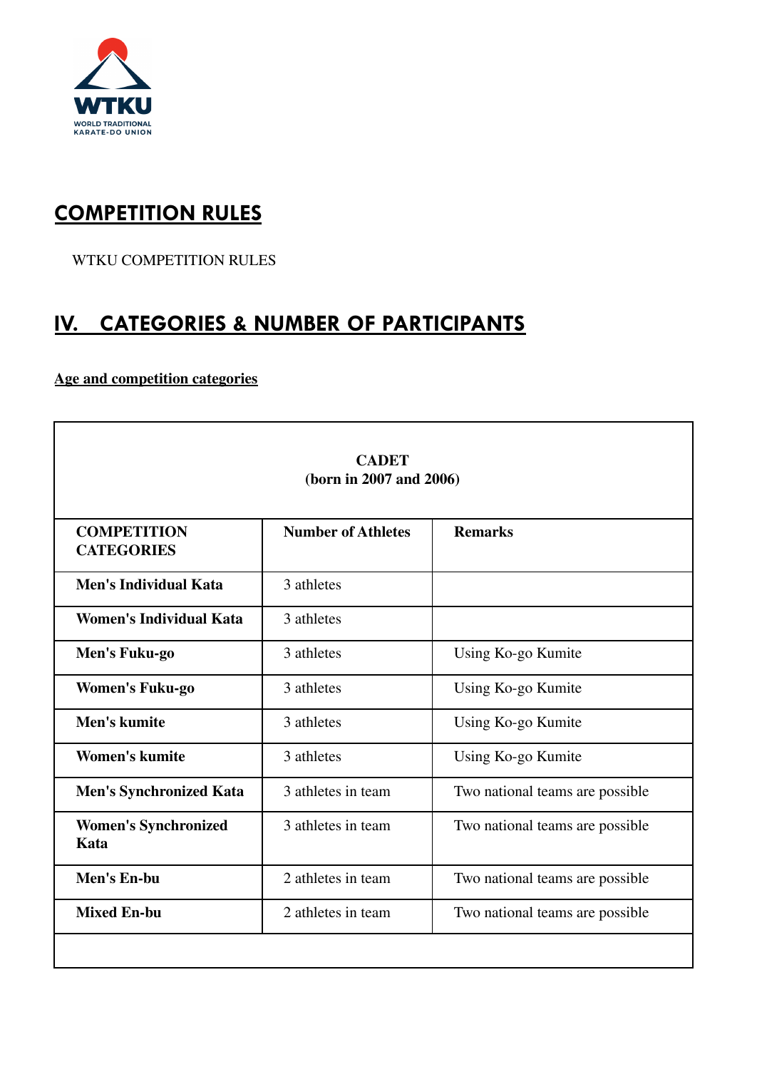## COMPETITION RULES

WTKU COMPETITION RULES

## IV. CATEGORIES & NUMBER OF PARTICIPANTS

**Age and competition categories**

| **CADET (born in 2007 and 2006)** | | |
|---|---|---|
| **COMPETITION CATEGORIES** | **Number of Athletes** | **Remarks** |
| **Men's Individual Kata** | 3 athletes | |
| **Women's Individual Kata** | 3 athletes | |
| **Men's Fuku-go** | 3 athletes | Using Ko-go Kumite |
| **Women's Fuku-go** | 3 athletes | Using Ko-go Kumite |
| **Men's kumite** | 3 athletes | Using Ko-go Kumite |
| **Women's kumite** | 3 athletes | Using Ko-go Kumite |
| **Men's Synchronized Kata** | 3 athletes in team | Two national teams are possible |
| **Women's Synchronized Kata** | 3 athletes in team | Two national teams are possible |
| **Men's En-bu** | 2 athletes in team | Two national teams are possible |
| **Mixed En-bu** | 2 athletes in team | Two national teams are possible |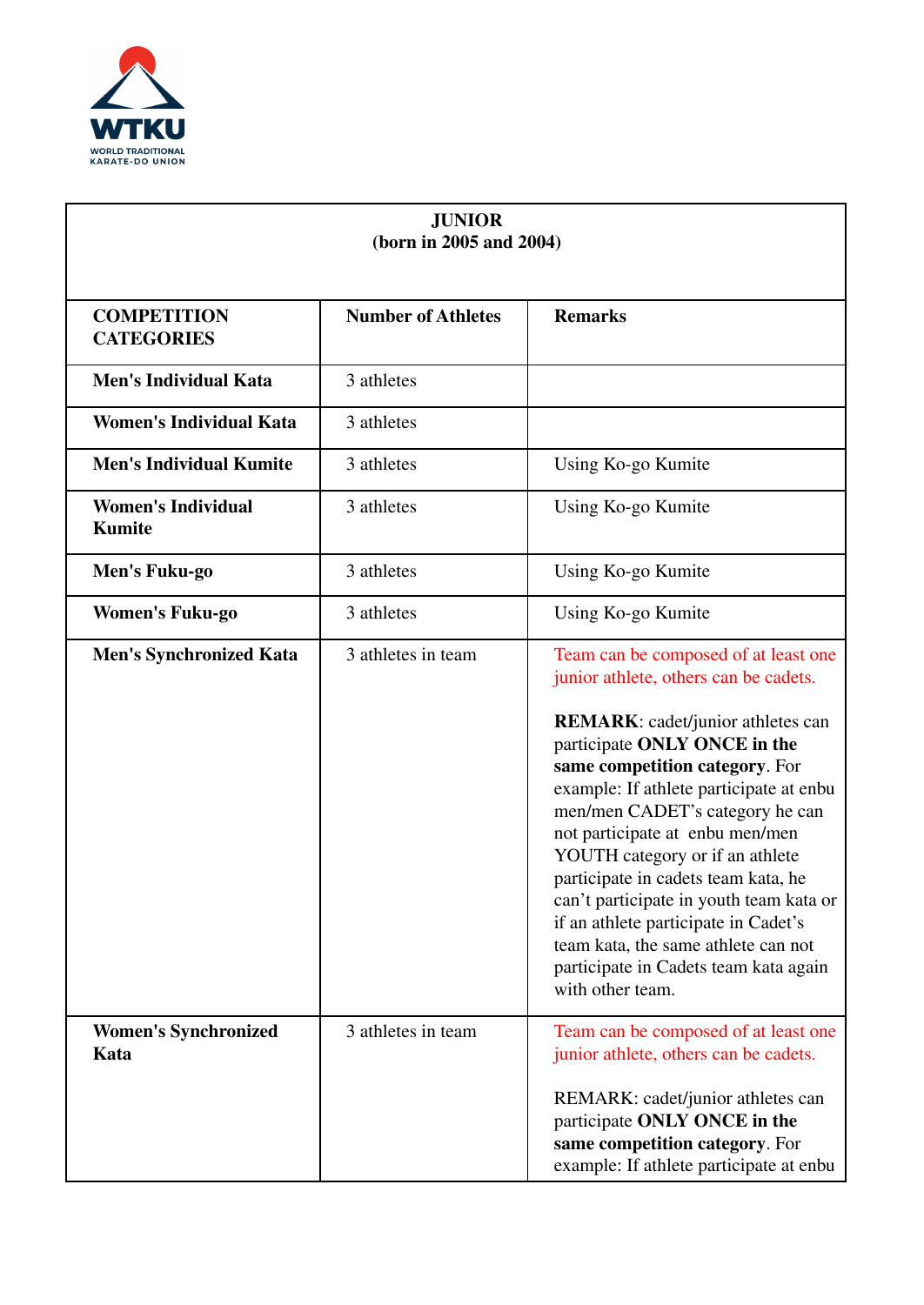| **JUNIOR (born in 2005 and 2004)** | | |
|---|---|---|
| **COMPETITION CATEGORIES** | **Number of Athletes** | **Remarks** |
| **Men's Individual Kata** | 3 athletes | |
| **Women's Individual Kata** | 3 athletes | |
| **Men's Individual Kumite** | 3 athletes | Using Ko-go Kumite |
| **Women's Individual Kumite** | 3 athletes | Using Ko-go Kumite |
| **Men's Fuku-go** | 3 athletes | Using Ko-go Kumite |
| **Women's Fuku-go** | 3 athletes | Using Ko-go Kumite |
| **Men's Synchronized Kata** | 3 athletes in team | Team can be composed of at least one junior athlete, others can be cadets.<br><br>**REMARK**: cadet/junior athletes can participate **ONLY ONCE in the same competition category**. For example: If athlete participate at enbu men/men CADET's category he can not participate at enbu men/men YOUTH category or if an athlete participate in cadets team kata, he can't participate in youth team kata or if an athlete participate in Cadet's team kata, the same athlete can not participate in Cadets team kata again with other team. |
| **Women's Synchronized Kata** | 3 athletes in team | Team can be composed of at least one junior athlete, others can be cadets.<br><br>REMARK: cadet/junior athletes can participate **ONLY ONCE in the same competition category**. For example: If athlete participate at enbu |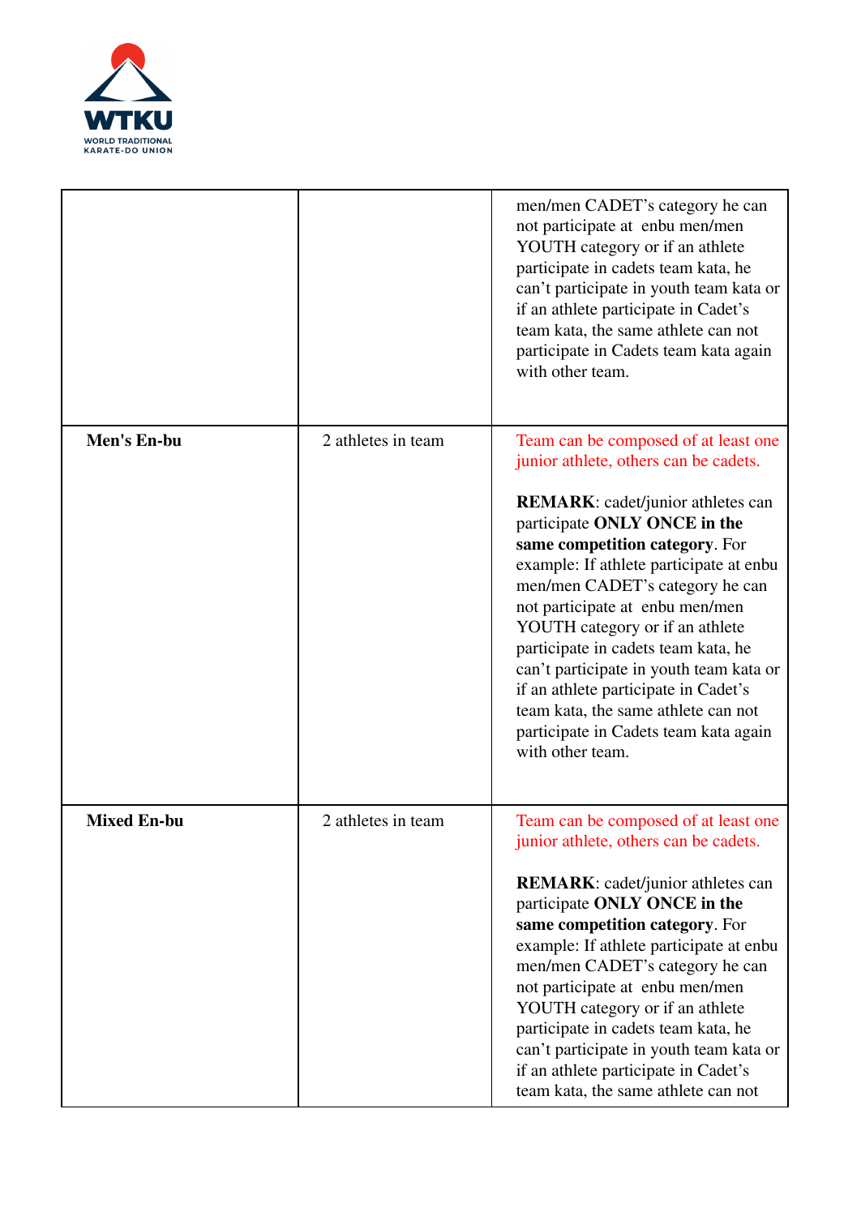| | | |
|---|---|---|
| | | men/men CADET's category he can not participate at enbu men/men YOUTH category or if an athlete participate in cadets team kata, he can't participate in youth team kata or if an athlete participate in Cadet's team kata, the same athlete can not participate in Cadets team kata again with other team. |
| **Men's En-bu** | 2 athletes in team | Team can be composed of at least one junior athlete, others can be cadets.<br><br>**REMARK**: cadet/junior athletes can participate **ONLY ONCE in the same competition category**. For example: If athlete participate at enbu men/men CADET's category he can not participate at enbu men/men YOUTH category or if an athlete participate in cadets team kata, he can't participate in youth team kata or if an athlete participate in Cadet's team kata, the same athlete can not participate in Cadets team kata again with other team. |
| **Mixed En-bu** | 2 athletes in team | Team can be composed of at least one junior athlete, others can be cadets.<br><br>**REMARK**: cadet/junior athletes can participate **ONLY ONCE in the same competition category**. For example: If athlete participate at enbu men/men CADET's category he can not participate at enbu men/men YOUTH category or if an athlete participate in cadets team kata, he can't participate in youth team kata or if an athlete participate in Cadet's team kata, the same athlete can not |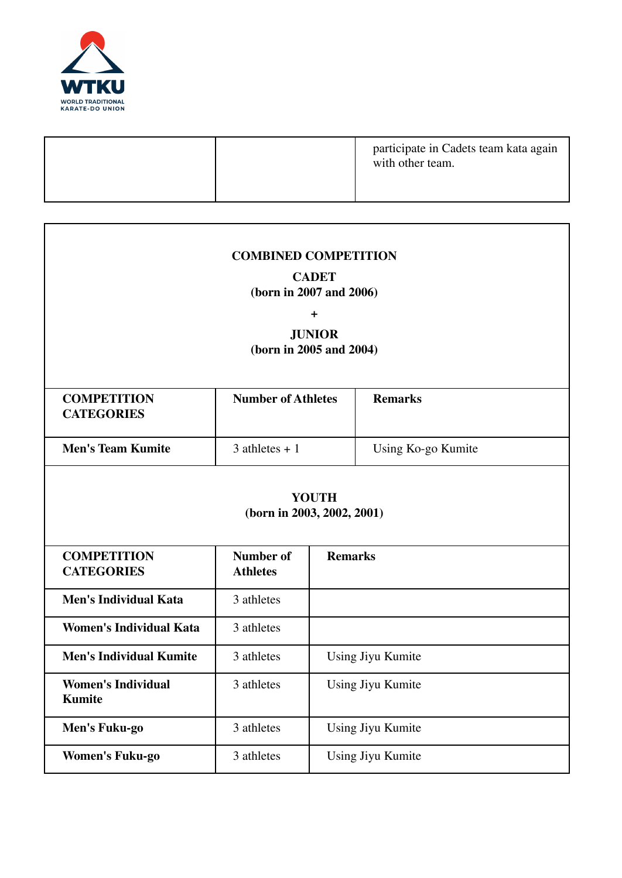| | | participate in Cadets team kata again with other team. |
|---|---|---|

**COMBINED COMPETITION**

**CADET**
**(born in 2007 and 2006)**

**+**

**JUNIOR**
**(born in 2005 and 2004)**

| **COMPETITION CATEGORIES** | **Number of Athletes** | **Remarks** |
|---|---|---|
| **Men's Team Kumite** | 3 athletes + 1 | Using Ko-go Kumite |

**YOUTH**
**(born in 2003, 2002, 2001)**

| **COMPETITION CATEGORIES** | **Number of Athletes** | **Remarks** |
|---|---|---|
| **Men's Individual Kata** | 3 athletes | |
| **Women's Individual Kata** | 3 athletes | |
| **Men's Individual Kumite** | 3 athletes | Using Jiyu Kumite |
| **Women's Individual Kumite** | 3 athletes | Using Jiyu Kumite |
| **Men's Fuku-go** | 3 athletes | Using Jiyu Kumite |
| **Women's Fuku-go** | 3 athletes | Using Jiyu Kumite |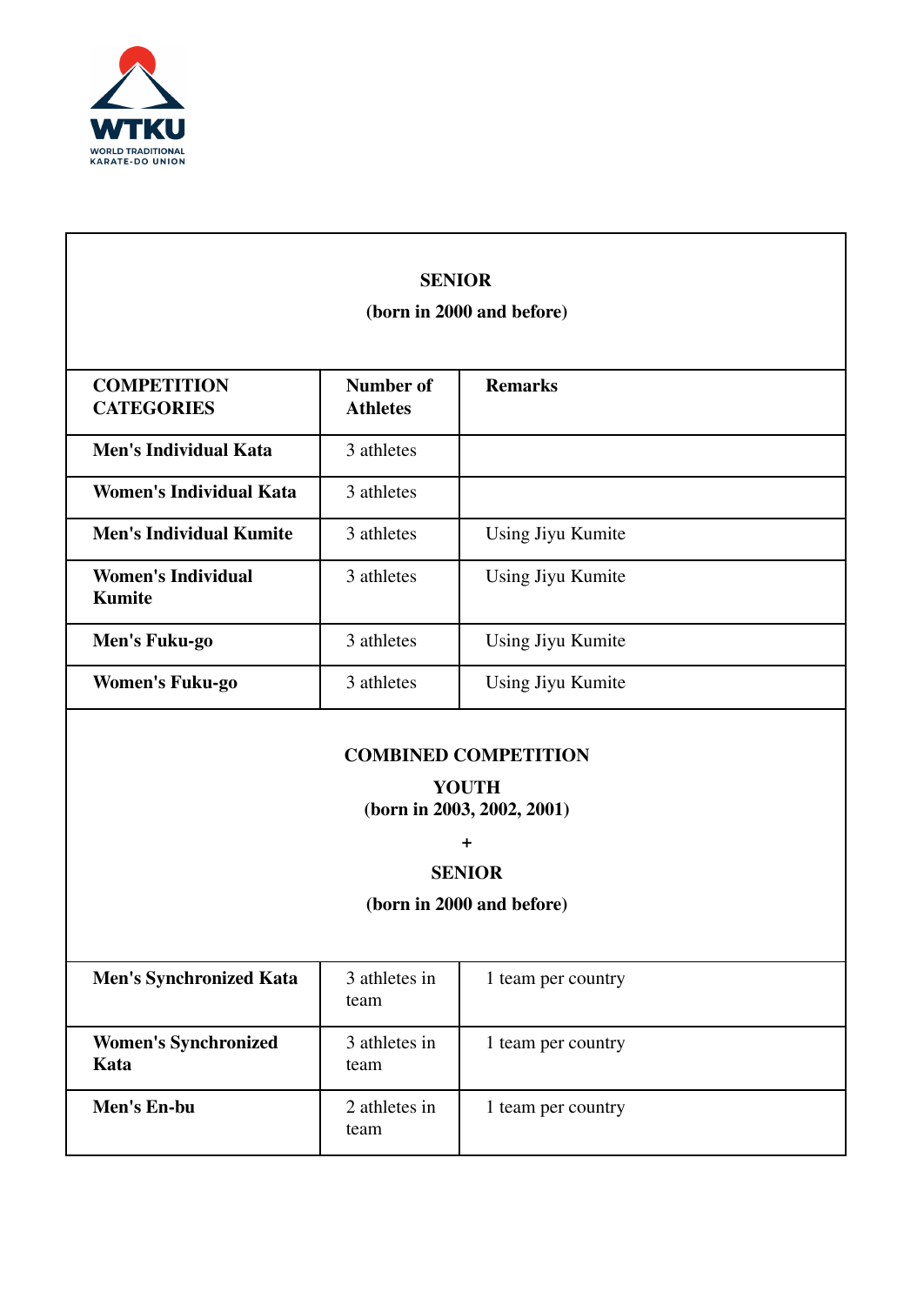WTKU
WORLD TRADITIONAL KARATE-DO UNION

| **SENIOR**<br>**(born in 2000 and before)** | | |
|---|---|---|
| **COMPETITION CATEGORIES** | **Number of Athletes** | **Remarks** |
| **Men's Individual Kata** | 3 athletes | |
| **Women's Individual Kata** | 3 athletes | |
| **Men's Individual Kumite** | 3 athletes | Using Jiyu Kumite |
| **Women's Individual Kumite** | 3 athletes | Using Jiyu Kumite |
| **Men's Fuku-go** | 3 athletes | Using Jiyu Kumite |
| **Women's Fuku-go** | 3 athletes | Using Jiyu Kumite |

| **COMBINED COMPETITION**<br>**YOUTH**<br>**(born in 2003, 2002, 2001)**<br>**+**<br>**SENIOR**<br>**(born in 2000 and before)** | | |
|---|---|---|
| **Men's Synchronized Kata** | 3 athletes in team | 1 team per country |
| **Women's Synchronized Kata** | 3 athletes in team | 1 team per country |
| **Men's En-bu** | 2 athletes in team | 1 team per country |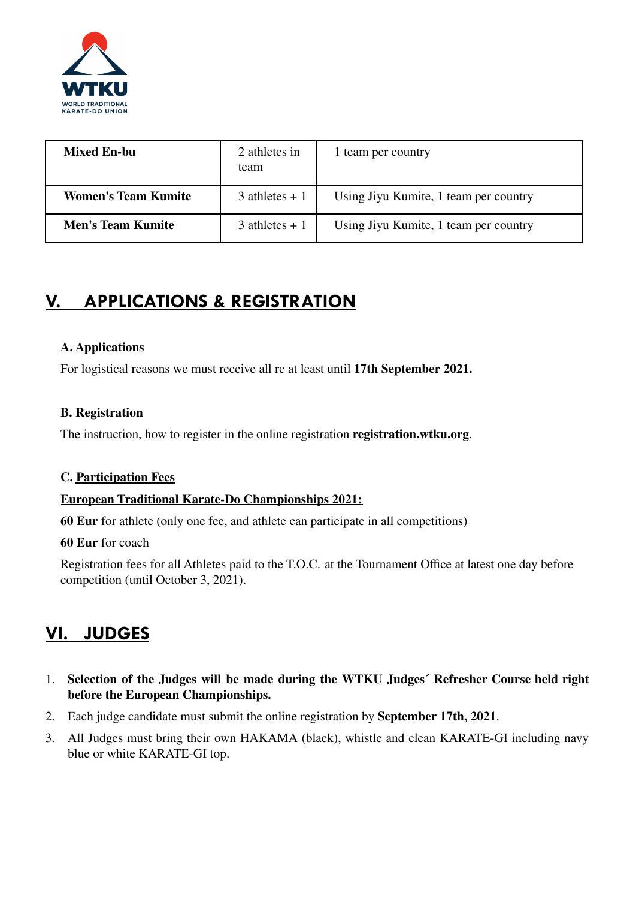| Mixed En-bu | 2 athletes in team | 1 team per country |
|---|---|---|
| **Women's Team Kumite** | 3 athletes + 1 | Using Jiyu Kumite, 1 team per country |
| **Men's Team Kumite** | 3 athletes + 1 | Using Jiyu Kumite, 1 team per country |

## V. APPLICATIONS & REGISTRATION

**A. Applications**

For logistical reasons we must receive all re at least until **17th September 2021.**

**B. Registration**

The instruction, how to register in the online registration **registration.wtku.org**.

**C. Participation Fees**

**European Traditional Karate-Do Championships 2021:**

**60 Eur** for athlete (only one fee, and athlete can participate in all competitions)

**60 Eur** for coach

Registration fees for all Athletes paid to the T.O.C. at the Tournament Office at latest one day before competition (until October 3, 2021).

## VI. JUDGES

1. **Selection of the Judges will be made during the WTKU Judges´ Refresher Course held right before the European Championships.**
2. Each judge candidate must submit the online registration by **September 17th, 2021**.
3. All Judges must bring their own HAKAMA (black), whistle and clean KARATE-GI including navy blue or white KARATE-GI top.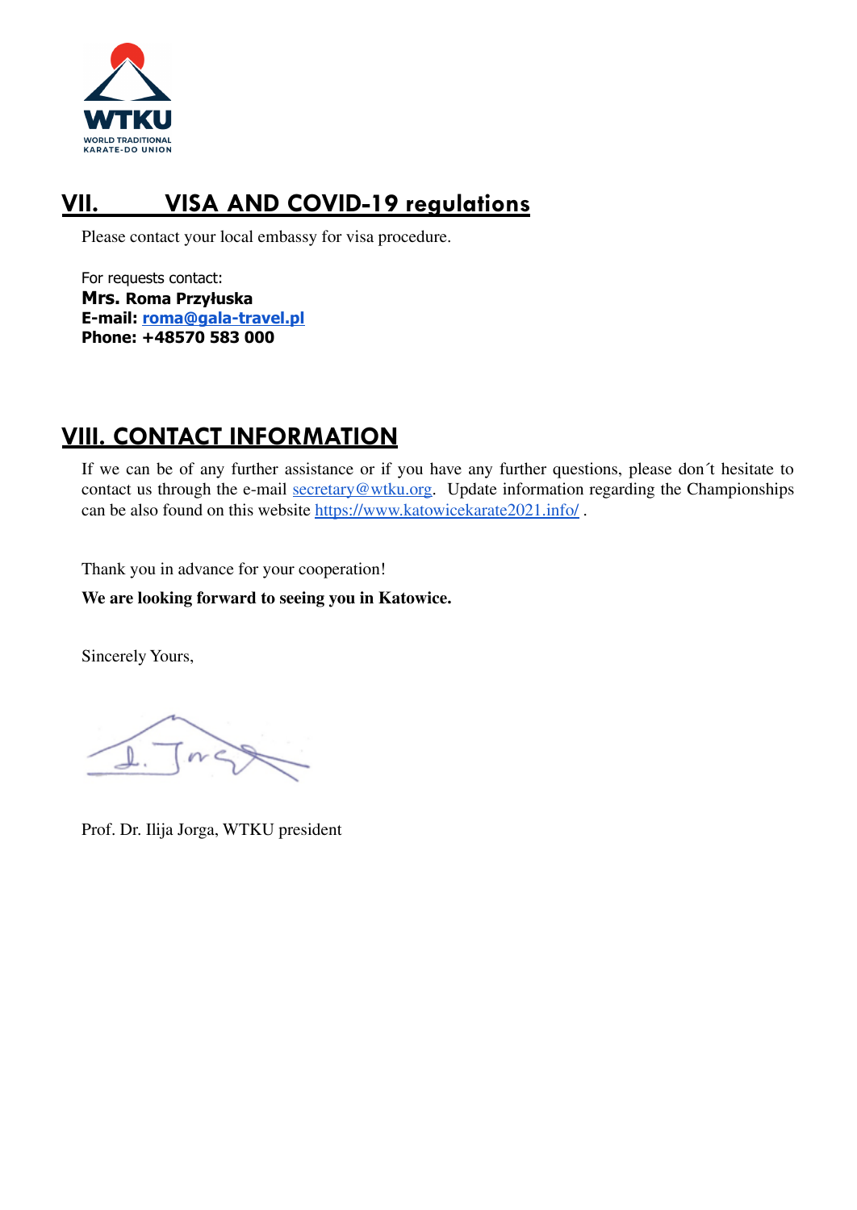## VII. VISA AND COVID-19 regulations

Please contact your local embassy for visa procedure.

For requests contact:
**Mrs. Roma Przyłuska**
**E-mail: roma@gala-travel.pl**
**Phone: +48570 583 000**

## VIII. CONTACT INFORMATION

If we can be of any further assistance or if you have any further questions, please don´t hesitate to contact us through the e-mail secretary@wtku.org. Update information regarding the Championships can be also found on this website https://www.katowicekarate2021.info/ .

Thank you in advance for your cooperation!

**We are looking forward to seeing you in Katowice.**

Sincerely Yours,

Prof. Dr. Ilija Jorga, WTKU president